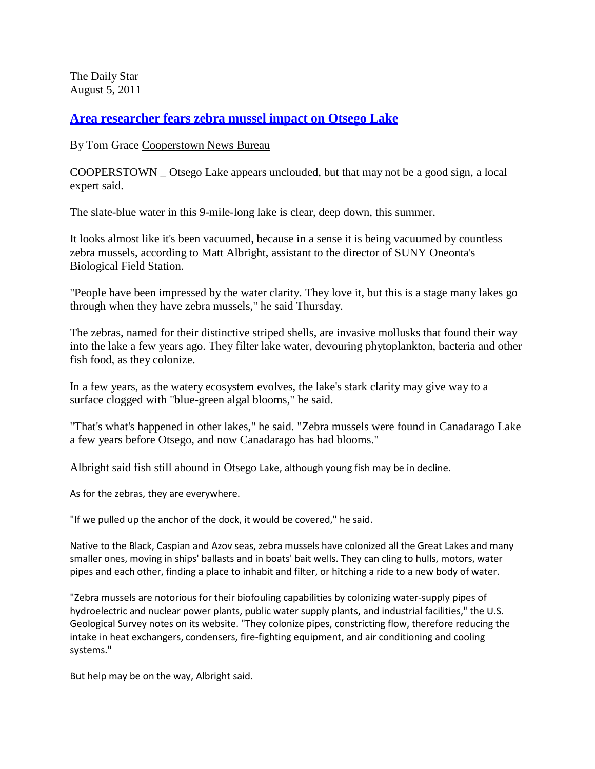The Daily Star
August 5, 2011

# Area researcher fears zebra mussel impact on Otsego Lake

By Tom Grace Cooperstown News Bureau

COOPERSTOWN _ Otsego Lake appears unclouded, but that may not be a good sign, a local expert said.

The slate-blue water in this 9-mile-long lake is clear, deep down, this summer.

It looks almost like it's been vacuumed, because in a sense it is being vacuumed by countless zebra mussels, according to Matt Albright, assistant to the director of SUNY Oneonta's Biological Field Station.

"People have been impressed by the water clarity. They love it, but this is a stage many lakes go through when they have zebra mussels," he said Thursday.

The zebras, named for their distinctive striped shells, are invasive mollusks that found their way into the lake a few years ago. They filter lake water, devouring phytoplankton, bacteria and other fish food, as they colonize.

In a few years, as the watery ecosystem evolves, the lake's stark clarity may give way to a surface clogged with "blue-green algal blooms," he said.

"That's what's happened in other lakes," he said. "Zebra mussels were found in Canadarago Lake a few years before Otsego, and now Canadarago has had blooms."

Albright said fish still abound in Otsego Lake, although young fish may be in decline.

As for the zebras, they are everywhere.

"If we pulled up the anchor of the dock, it would be covered," he said.

Native to the Black, Caspian and Azov seas, zebra mussels have colonized all the Great Lakes and many smaller ones, moving in ships' ballasts and in boats' bait wells. They can cling to hulls, motors, water pipes and each other, finding a place to inhabit and filter, or hitching a ride to a new body of water.

"Zebra mussels are notorious for their biofouling capabilities by colonizing water-supply pipes of hydroelectric and nuclear power plants, public water supply plants, and industrial facilities," the U.S. Geological Survey notes on its website. "They colonize pipes, constricting flow, therefore reducing the intake in heat exchangers, condensers, fire-fighting equipment, and air conditioning and cooling systems."

But help may be on the way, Albright said.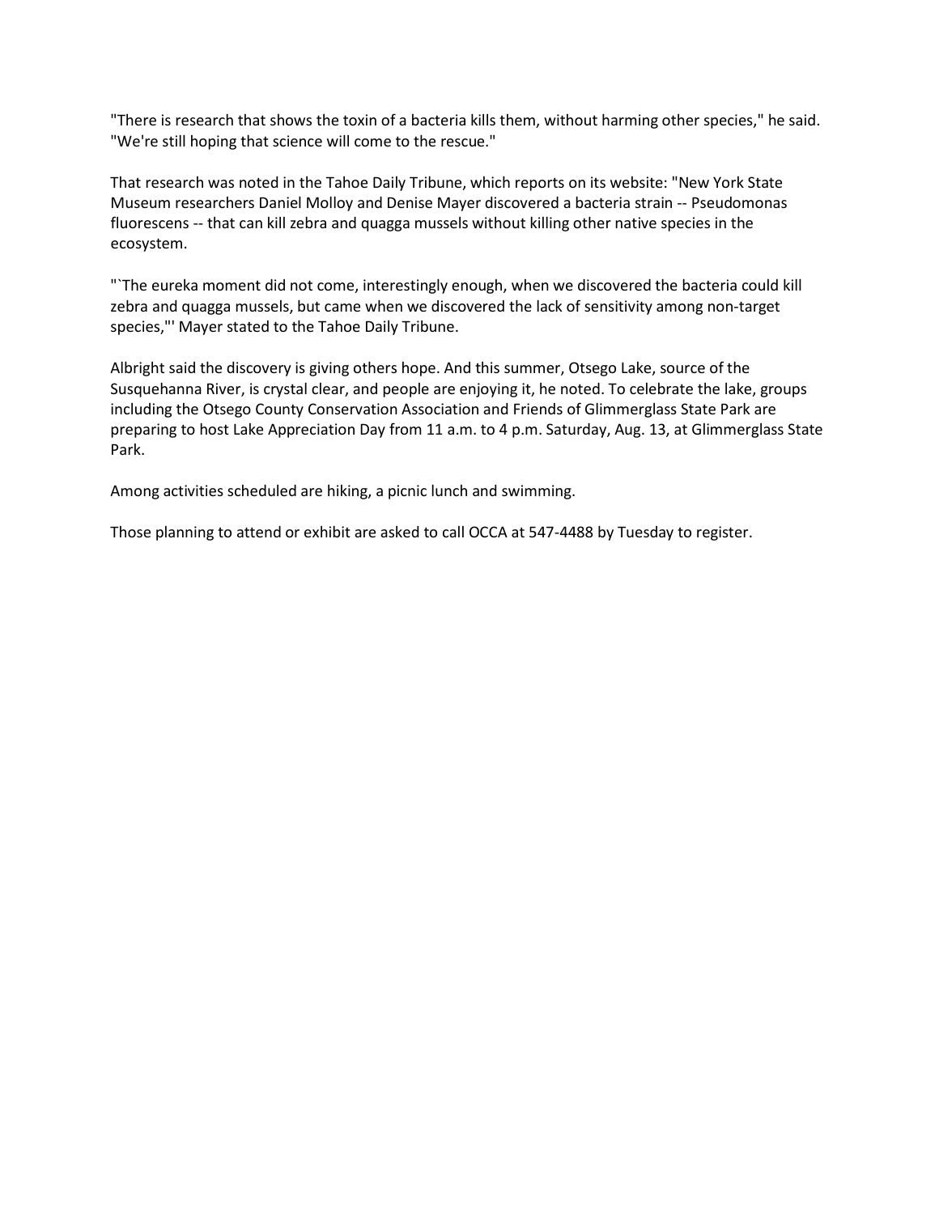"There is research that shows the toxin of a bacteria kills them, without harming other species," he said. "We're still hoping that science will come to the rescue."

That research was noted in the Tahoe Daily Tribune, which reports on its website: "New York State Museum researchers Daniel Molloy and Denise Mayer discovered a bacteria strain -- Pseudomonas fluorescens -- that can kill zebra and quagga mussels without killing other native species in the ecosystem.

"`The eureka moment did not come, interestingly enough, when we discovered the bacteria could kill zebra and quagga mussels, but came when we discovered the lack of sensitivity among non-target species,"' Mayer stated to the Tahoe Daily Tribune.

Albright said the discovery is giving others hope. And this summer, Otsego Lake, source of the Susquehanna River, is crystal clear, and people are enjoying it, he noted. To celebrate the lake, groups including the Otsego County Conservation Association and Friends of Glimmerglass State Park are preparing to host Lake Appreciation Day from 11 a.m. to 4 p.m. Saturday, Aug. 13, at Glimmerglass State Park.

Among activities scheduled are hiking, a picnic lunch and swimming.

Those planning to attend or exhibit are asked to call OCCA at 547-4488 by Tuesday to register.